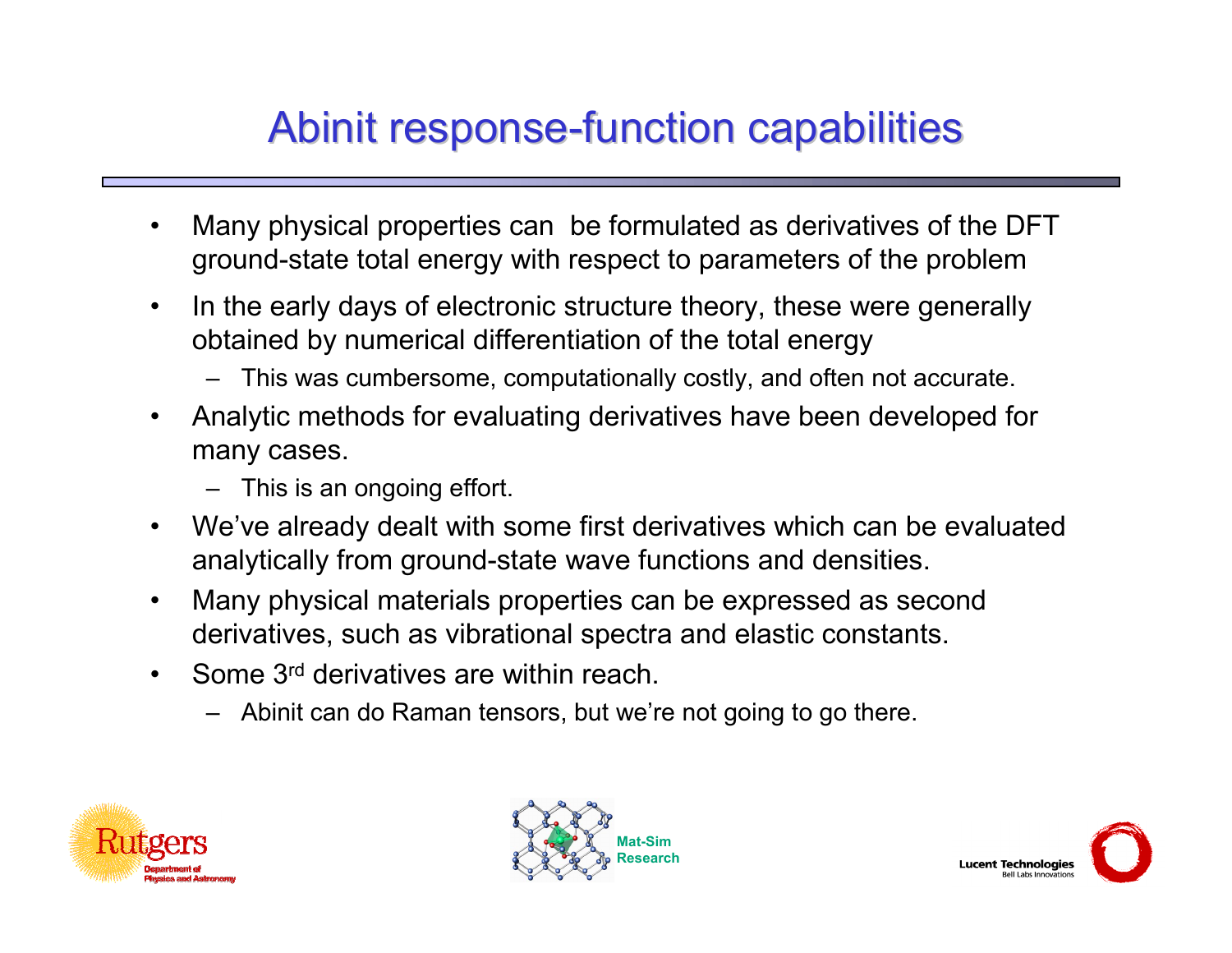# Abinit response-function capabilities

- Many physical properties can be formulated as derivatives of the DFT ground-state total energy with respect to parameters of the problem
- In the early days of electronic structure theory, these were generally obtained by numerical differentiation of the total energy
  - This was cumbersome, computationally costly, and often not accurate.
- Analytic methods for evaluating derivatives have been developed for many cases.
  - This is an ongoing effort.
- We've already dealt with some first derivatives which can be evaluated analytically from ground-state wave functions and densities.
- Many physical materials properties can be expressed as second derivatives, such as vibrational spectra and elastic constants.
- Some $3^{rd}$ derivatives are within reach.
  - Abinit can do Raman tensors, but we're not going to go there.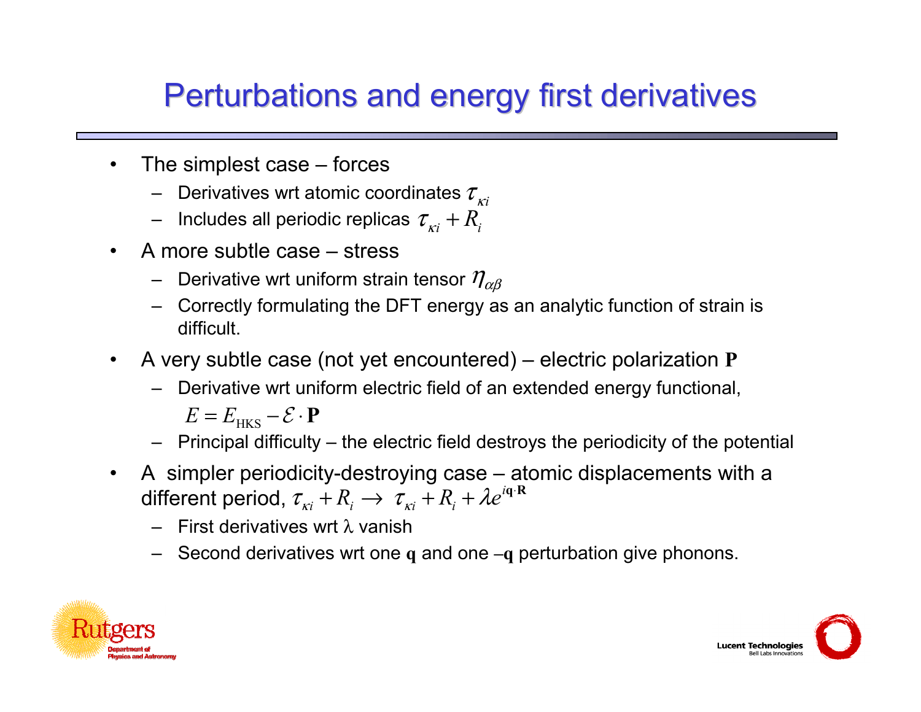# Perturbations and energy first derivatives

- The simplest case – forces
  - Derivatives wrt atomic coordinates $\tau_{\kappa i}$
  - Includes all periodic replicas $\tau_{\kappa i} + R_i$
- A more subtle case – stress
  - Derivative wrt uniform strain tensor $\eta_{\alpha\beta}$
  - Correctly formulating the DFT energy as an analytic function of strain is difficult.
- A very subtle case (not yet encountered) – electric polarization $\mathbf{P}$
  - Derivative wrt uniform electric field of an extended energy functional, $E = E_{\mathrm{HKS}} - \mathcal{E} \cdot \mathbf{P}$
  - Principal difficulty – the electric field destroys the periodicity of the potential
- A simpler periodicity-destroying case – atomic displacements with a different period, $\tau_{\kappa i} + R_i \rightarrow \tau_{\kappa i} + R_i + \lambda e^{i\mathbf{q}\cdot\mathbf{R}}$
  - First derivatives wrt $\lambda$ vanish
  - Second derivatives wrt one $\mathbf{q}$ and one $-\mathbf{q}$ perturbation give phonons.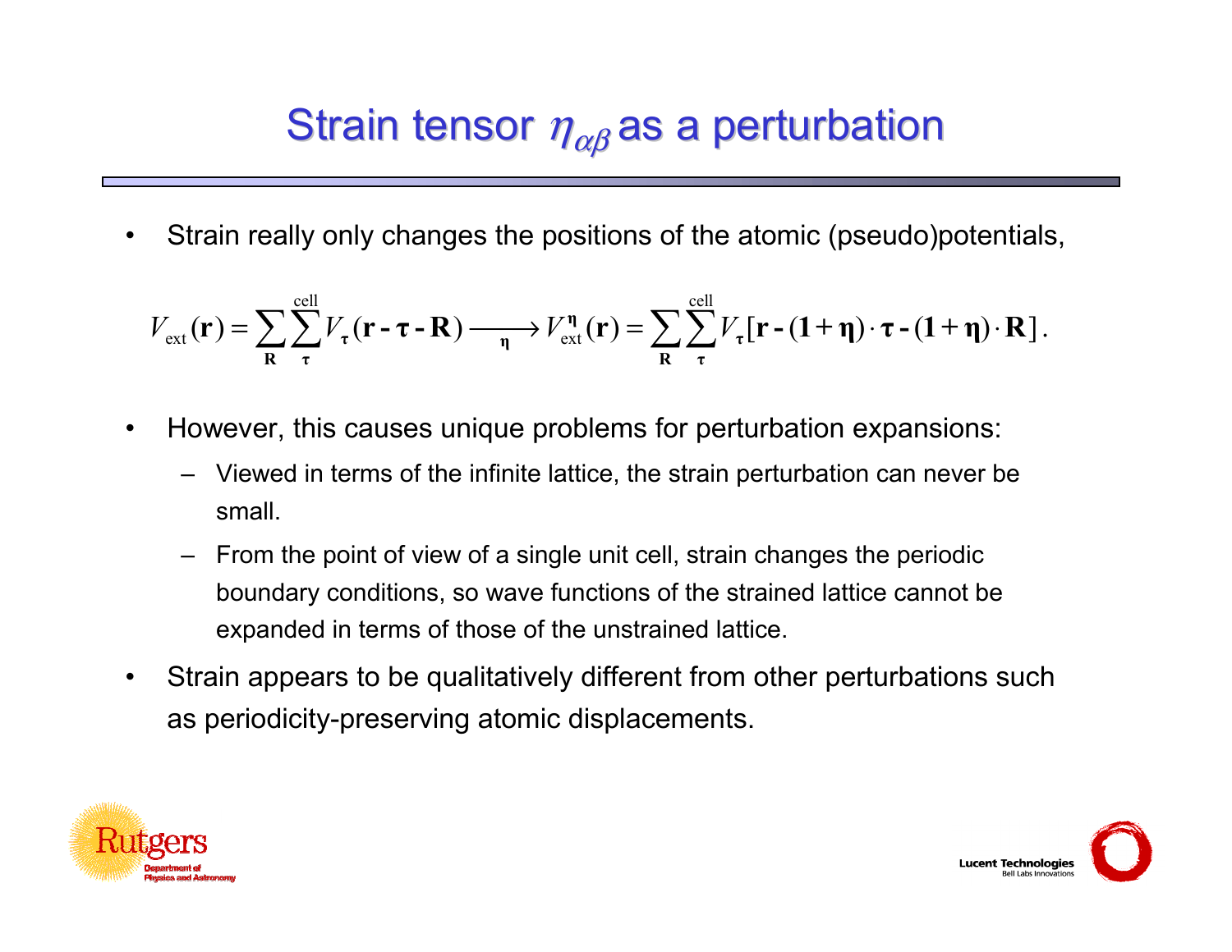# Strain tensor $\eta_{\alpha\beta}$ as a perturbation

- Strain really only changes the positions of the atomic (pseudo)potentials,

$$V_{\text{ext}}(\mathbf{r}) = \sum_{\mathbf{R}} \sum_{\boldsymbol{\tau}}^{\text{cell}} V_{\boldsymbol{\tau}}(\mathbf{r} - \boldsymbol{\tau} - \mathbf{R}) \xrightarrow[\boldsymbol{\eta}]{} V_{\text{ext}}^{\boldsymbol{\eta}}(\mathbf{r}) = \sum_{\mathbf{R}} \sum_{\boldsymbol{\tau}}^{\text{cell}} V_{\boldsymbol{\tau}}[\mathbf{r} - (\mathbf{1} + \boldsymbol{\eta}) \cdot \boldsymbol{\tau} - (\mathbf{1} + \boldsymbol{\eta}) \cdot \mathbf{R}] .$$

- However, this causes unique problems for perturbation expansions:
  - Viewed in terms of the infinite lattice, the strain perturbation can never be small.
  - From the point of view of a single unit cell, strain changes the periodic boundary conditions, so wave functions of the strained lattice cannot be expanded in terms of those of the unstrained lattice.
- Strain appears to be qualitatively different from other perturbations such as periodicity-preserving atomic displacements.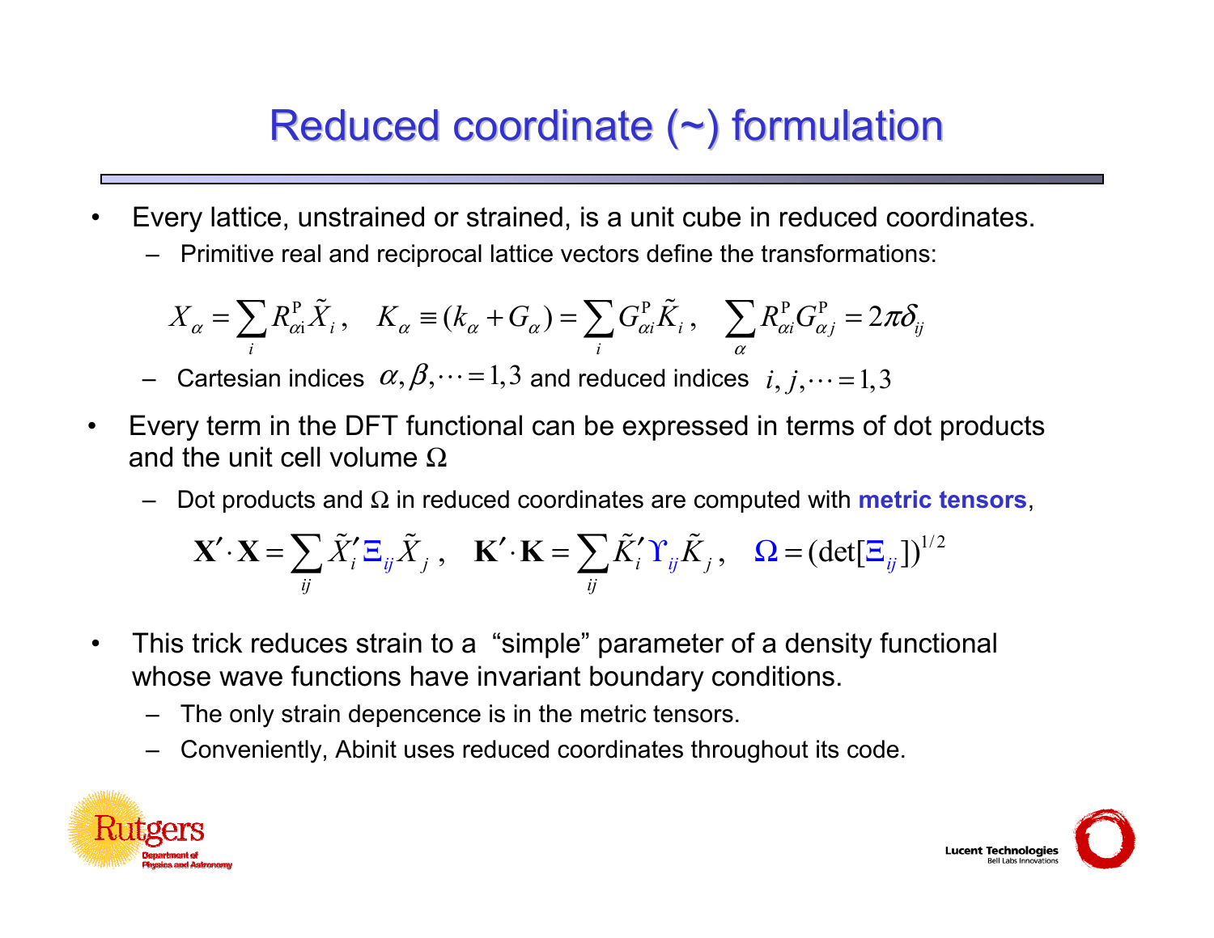# Reduced coordinate (~) formulation

- Every lattice, unstrained or strained, is a unit cube in reduced coordinates.
  - Primitive real and reciprocal lattice vectors define the transformations:

$$X_\alpha = \sum_i R^{\mathrm{P}}_{\alpha i} \tilde{X}_i , \quad K_\alpha \equiv (k_\alpha + G_\alpha) = \sum_i G^{\mathrm{P}}_{\alpha i} \tilde{K}_i , \quad \sum_\alpha R^{\mathrm{P}}_{\alpha i} G^{\mathrm{P}}_{\alpha j} = 2\pi \delta_{ij}$$

  - Cartesian indices $\alpha, \beta, \cdots = 1,3$ and reduced indices $i, j, \cdots = 1,3$

- Every term in the DFT functional can be expressed in terms of dot products and the unit cell volume $\Omega$
  - Dot products and $\Omega$ in reduced coordinates are computed with **metric tensors**,

$$\mathbf{X}' \cdot \mathbf{X} = \sum_{ij} \tilde{X}'_i \Xi_{ij} \tilde{X}_j , \quad \mathbf{K}' \cdot \mathbf{K} = \sum_{ij} \tilde{K}'_i \Upsilon_{ij} \tilde{K}_j , \quad \Omega = (\det[\Xi_{ij}])^{1/2}$$

- This trick reduces strain to a "simple" parameter of a density functional whose wave functions have invariant boundary conditions.
  - The only strain depencence is in the metric tensors.
  - Conveniently, Abinit uses reduced coordinates throughout its code.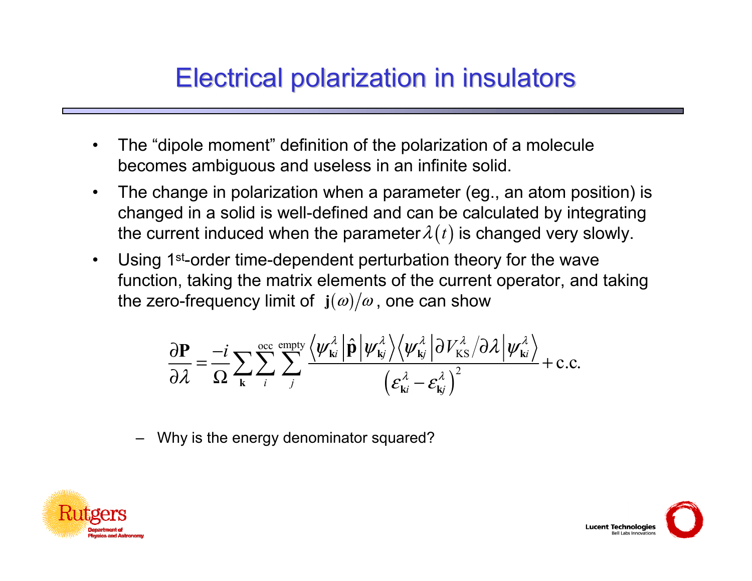# Electrical polarization in insulators

- The "dipole moment" definition of the polarization of a molecule becomes ambiguous and useless in an infinite solid.
- The change in polarization when a parameter (eg., an atom position) is changed in a solid is well-defined and can be calculated by integrating the current induced when the parameter $\lambda(t)$ is changed very slowly.
- Using 1st-order time-dependent perturbation theory for the wave function, taking the matrix elements of the current operator, and taking the zero-frequency limit of $\mathbf{j}(\omega)/\omega$, one can show

$$\frac{\partial \mathbf{P}}{\partial \lambda} = \frac{-i}{\Omega} \sum_{\mathbf{k}} \sum_{i}^{\text{occ}} \sum_{j}^{\text{empty}} \frac{\left\langle \psi_{\mathbf{k}i}^{\lambda} \middle| \hat{\mathbf{p}} \middle| \psi_{\mathbf{k}j}^{\lambda} \right\rangle \left\langle \psi_{\mathbf{k}j}^{\lambda} \middle| \partial V_{\text{KS}}^{\lambda} / \partial \lambda \middle| \psi_{\mathbf{k}i}^{\lambda} \right\rangle}{\left( \varepsilon_{\mathbf{k}i}^{\lambda} - \varepsilon_{\mathbf{k}j}^{\lambda} \right)^2} + \text{c.c.}$$

  – Why is the energy denominator squared?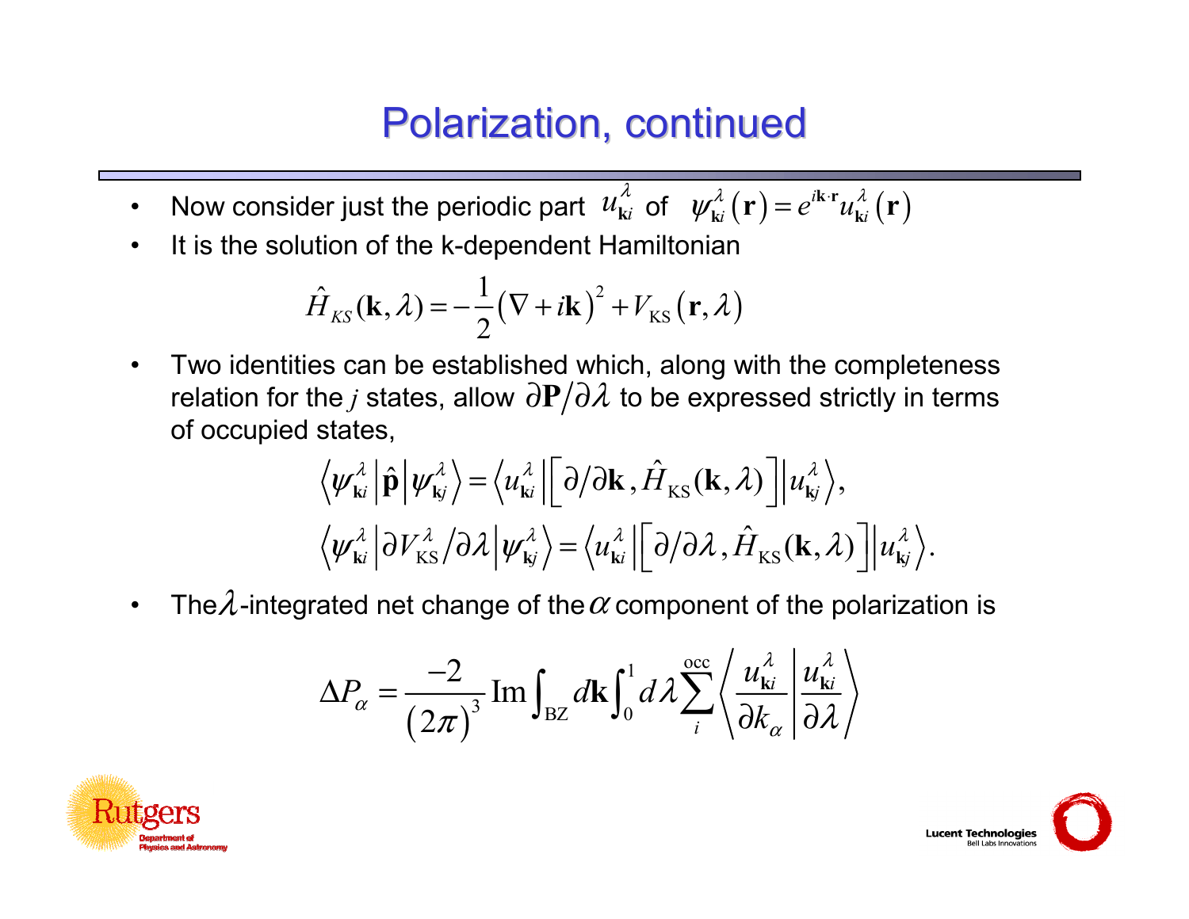# Polarization, continued

- Now consider just the periodic part $u^{\lambda}_{\mathbf{k}i}$ of $\psi^{\lambda}_{\mathbf{k}i}(\mathbf{r}) = e^{i\mathbf{k}\cdot\mathbf{r}} u^{\lambda}_{\mathbf{k}i}(\mathbf{r})$
- It is the solution of the k-dependent Hamiltonian

$$\hat{H}_{KS}(\mathbf{k},\lambda) = -\frac{1}{2}\left(\nabla + i\mathbf{k}\right)^2 + V_{\text{KS}}\left(\mathbf{r},\lambda\right)$$

- Two identities can be established which, along with the completeness relation for the $j$ states, allow $\partial\mathbf{P}/\partial\lambda$ to be expressed strictly in terms of occupied states,

$$\left\langle \psi^{\lambda}_{\mathbf{k}i} \middle| \hat{\mathbf{p}} \middle| \psi^{\lambda}_{\mathbf{k}j} \right\rangle = \left\langle u^{\lambda}_{\mathbf{k}i} \middle| \left[ \partial/\partial\mathbf{k}\, , \hat{H}_{\text{KS}}(\mathbf{k},\lambda) \right] \middle| u^{\lambda}_{\mathbf{k}j} \right\rangle,$$

$$\left\langle \psi^{\lambda}_{\mathbf{k}i} \middle| \partial V^{\lambda}_{\text{KS}}/\partial\lambda \middle| \psi^{\lambda}_{\mathbf{k}j} \right\rangle = \left\langle u^{\lambda}_{\mathbf{k}i} \middle| \left[ \partial/\partial\lambda\, , \hat{H}_{\text{KS}}(\mathbf{k},\lambda) \right] \middle| u^{\lambda}_{\mathbf{k}j} \right\rangle.$$

- The $\lambda$-integrated net change of the $\alpha$ component of the polarization is

$$\Delta P_{\alpha} = \frac{-2}{\left(2\pi\right)^3} \operatorname{Im} \int_{\text{BZ}} d\mathbf{k} \int_0^1 d\lambda \sum_i^{\text{occ}} \left\langle \frac{u^{\lambda}_{\mathbf{k}i}}{\partial k_{\alpha}} \middle| \frac{u^{\lambda}_{\mathbf{k}i}}{\partial\lambda} \right\rangle$$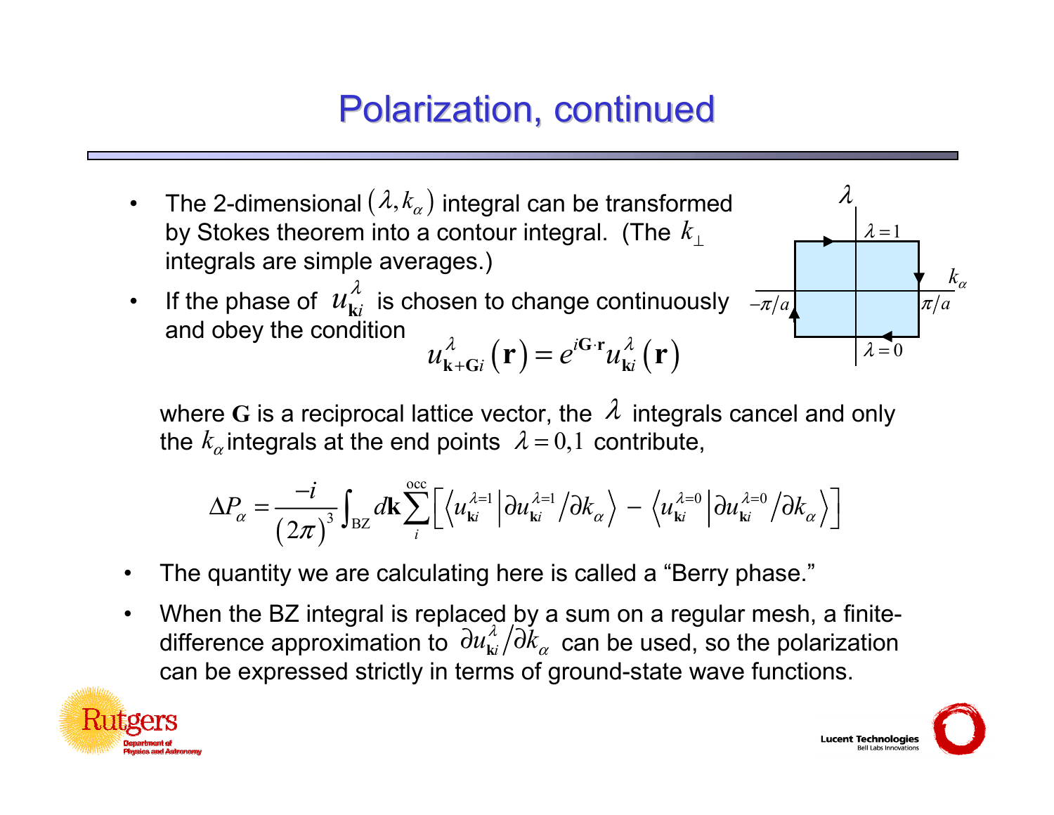# Polarization, continued

- The 2-dimensional $(\lambda, k_\alpha)$ integral can be transformed by Stokes theorem into a contour integral. (The $k_\perp$ integrals are simple averages.)
- If the phase of $u_{\mathbf{k}i}^{\lambda}$ is chosen to change continuously and obey the condition

$$u_{\mathbf{k}+\mathbf{G}i}^{\lambda}(\mathbf{r}) = e^{i\mathbf{G}\cdot\mathbf{r}} u_{\mathbf{k}i}^{\lambda}(\mathbf{r})$$

where $\mathbf{G}$ is a reciprocal lattice vector, the $\lambda$ integrals cancel and only the $k_\alpha$ integrals at the end points $\lambda = 0,1$ contribute,

$$\Delta P_\alpha = \frac{-i}{(2\pi)^3} \int_{\text{BZ}} d\mathbf{k} \sum_i^{\text{occ}} \left[ \left\langle u_{\mathbf{k}i}^{\lambda=1} \middle| \partial u_{\mathbf{k}i}^{\lambda=1} / \partial k_\alpha \right\rangle - \left\langle u_{\mathbf{k}i}^{\lambda=0} \middle| \partial u_{\mathbf{k}i}^{\lambda=0} / \partial k_\alpha \right\rangle \right]$$

- The quantity we are calculating here is called a "Berry phase."
- When the BZ integral is replaced by a sum on a regular mesh, a finite-difference approximation to $\partial u_{\mathbf{k}i}^{\lambda} / \partial k_\alpha$ can be used, so the polarization can be expressed strictly in terms of ground-state wave functions.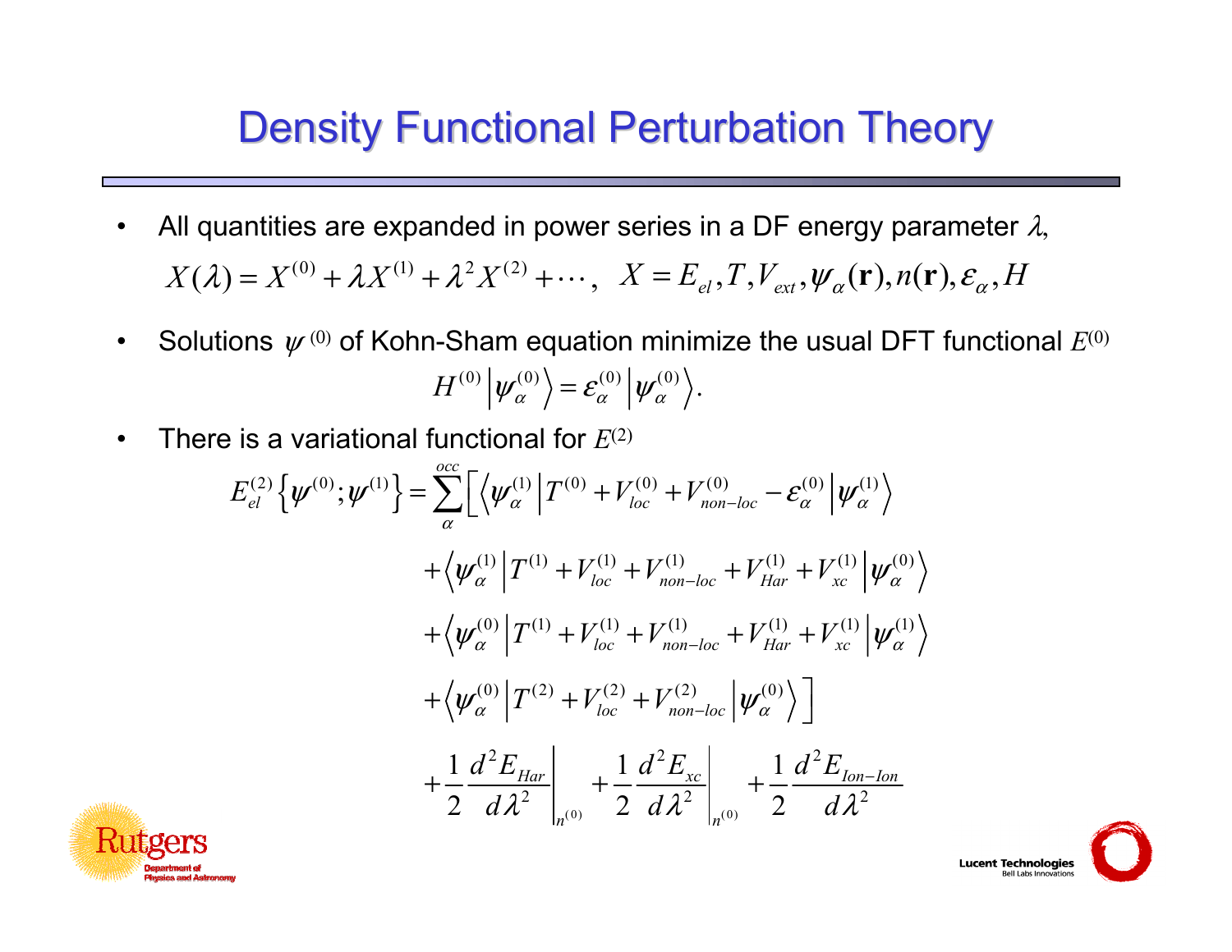# Density Functional Perturbation Theory

- All quantities are expanded in power series in a DF energy parameter $\lambda$,

$$X(\lambda) = X^{(0)} + \lambda X^{(1)} + \lambda^2 X^{(2)} + \cdots, \quad X = E_{el}, T, V_{ext}, \psi_\alpha(\mathbf{r}), n(\mathbf{r}), \varepsilon_\alpha, H$$

- Solutions $\psi^{(0)}$ of Kohn-Sham equation minimize the usual DFT functional $E^{(0)}$

$$H^{(0)} \left| \psi_\alpha^{(0)} \right\rangle = \varepsilon_\alpha^{(0)} \left| \psi_\alpha^{(0)} \right\rangle.$$

- There is a variational functional for $E^{(2)}$

$$\begin{aligned}
E_{el}^{(2)}\left\{\psi^{(0)};\psi^{(1)}\right\} = \sum_{\alpha}^{occ} \Big[ & \left\langle \psi_\alpha^{(1)} \left| T^{(0)} + V_{loc}^{(0)} + V_{non-loc}^{(0)} - \varepsilon_\alpha^{(0)} \right| \psi_\alpha^{(1)} \right\rangle \\
& + \left\langle \psi_\alpha^{(1)} \left| T^{(1)} + V_{loc}^{(1)} + V_{non-loc}^{(1)} + V_{Har}^{(1)} + V_{xc}^{(1)} \right| \psi_\alpha^{(0)} \right\rangle \\
& + \left\langle \psi_\alpha^{(0)} \left| T^{(1)} + V_{loc}^{(1)} + V_{non-loc}^{(1)} + V_{Har}^{(1)} + V_{xc}^{(1)} \right| \psi_\alpha^{(1)} \right\rangle \\
& + \left\langle \psi_\alpha^{(0)} \left| T^{(2)} + V_{loc}^{(2)} + V_{non-loc}^{(2)} \right| \psi_\alpha^{(0)} \right\rangle \Big] \\
& + \frac{1}{2} \left. \frac{d^2 E_{Har}}{d\lambda^2} \right|_{n^{(0)}} + \frac{1}{2} \left. \frac{d^2 E_{xc}}{d\lambda^2} \right|_{n^{(0)}} + \frac{1}{2} \frac{d^2 E_{Ion-Ion}}{d\lambda^2}
\end{aligned}$$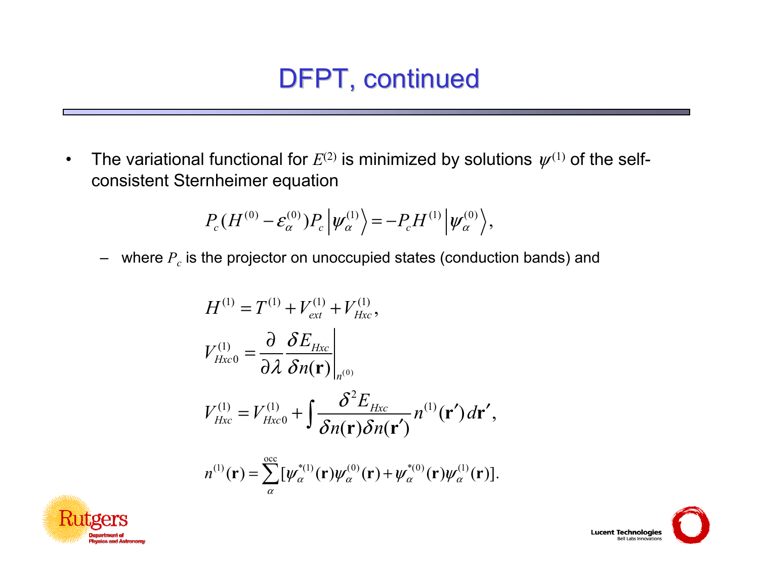# DFPT, continued

- The variational functional for $E^{(2)}$ is minimized by solutions $\psi^{(1)}$ of the self-consistent Sternheimer equation

$$P_c(H^{(0)} - \varepsilon_\alpha^{(0)})P_c \left|\psi_\alpha^{(1)}\right\rangle = -P_c H^{(1)} \left|\psi_\alpha^{(0)}\right\rangle,$$

  - where $P_c$ is the projector on unoccupied states (conduction bands) and

$$H^{(1)} = T^{(1)} + V_{ext}^{(1)} + V_{Hxc}^{(1)},$$

$$V_{Hxc0}^{(1)} = \frac{\partial}{\partial \lambda} \frac{\delta E_{Hxc}}{\delta n(\mathbf{r})}\bigg|_{n^{(0)}}$$

$$V_{Hxc}^{(1)} = V_{Hxc0}^{(1)} + \int \frac{\delta^2 E_{Hxc}}{\delta n(\mathbf{r})\delta n(\mathbf{r}')} n^{(1)}(\mathbf{r}')\, d\mathbf{r}',$$

$$n^{(1)}(\mathbf{r}) = \sum_\alpha^{\text{occ}} [\psi_\alpha^{*(1)}(\mathbf{r})\psi_\alpha^{(0)}(\mathbf{r}) + \psi_\alpha^{*(0)}(\mathbf{r})\psi_\alpha^{(1)}(\mathbf{r})].$$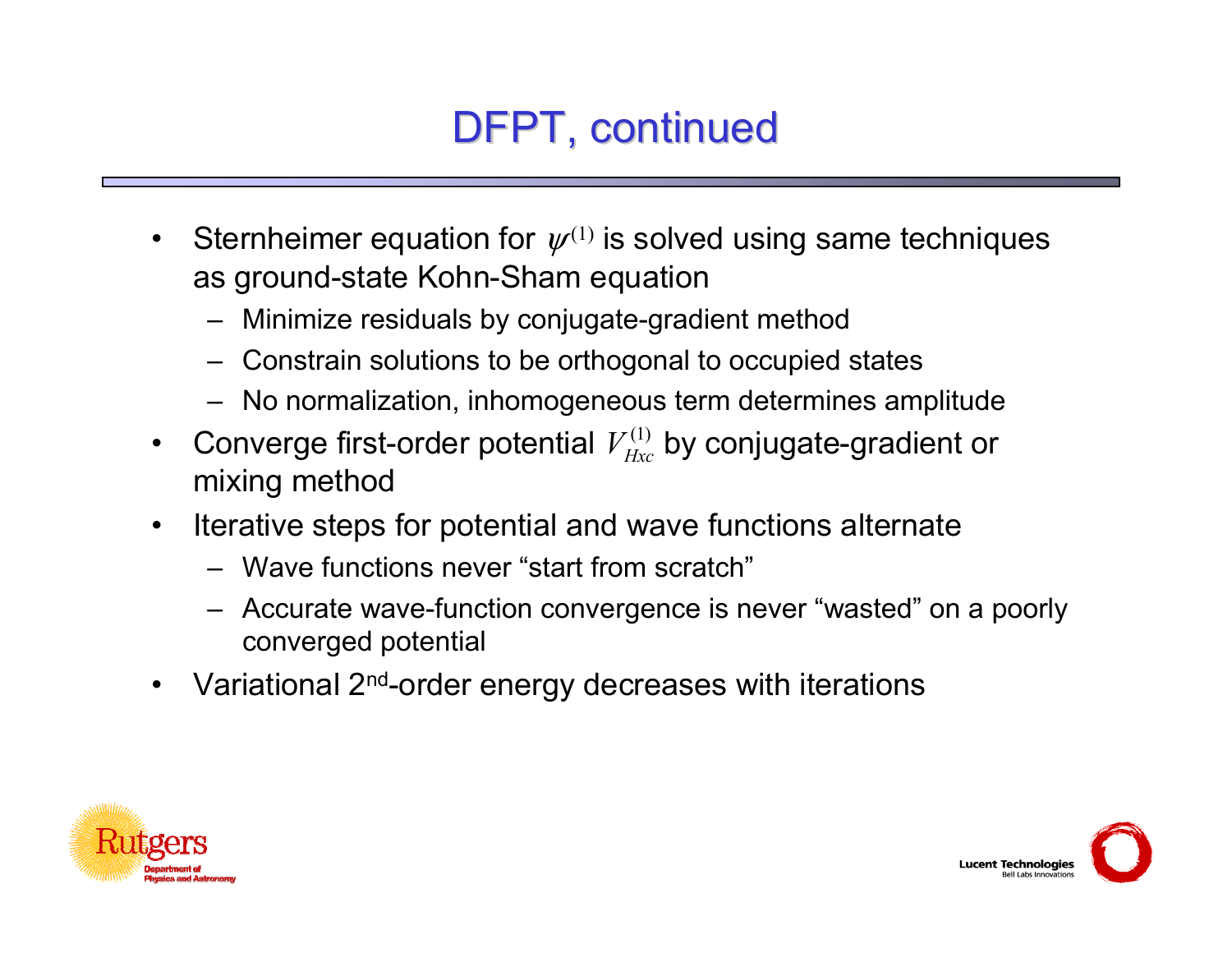# DFPT, continued

- Sternheimer equation for $\psi^{(1)}$ is solved using same techniques as ground-state Kohn-Sham equation
  - Minimize residuals by conjugate-gradient method
  - Constrain solutions to be orthogonal to occupied states
  - No normalization, inhomogeneous term determines amplitude
- Converge first-order potential $V_{Hxc}^{(1)}$ by conjugate-gradient or mixing method
- Iterative steps for potential and wave functions alternate
  - Wave functions never “start from scratch”
  - Accurate wave-function convergence is never “wasted” on a poorly converged potential
- Variational 2$^{nd}$-order energy decreases with iterations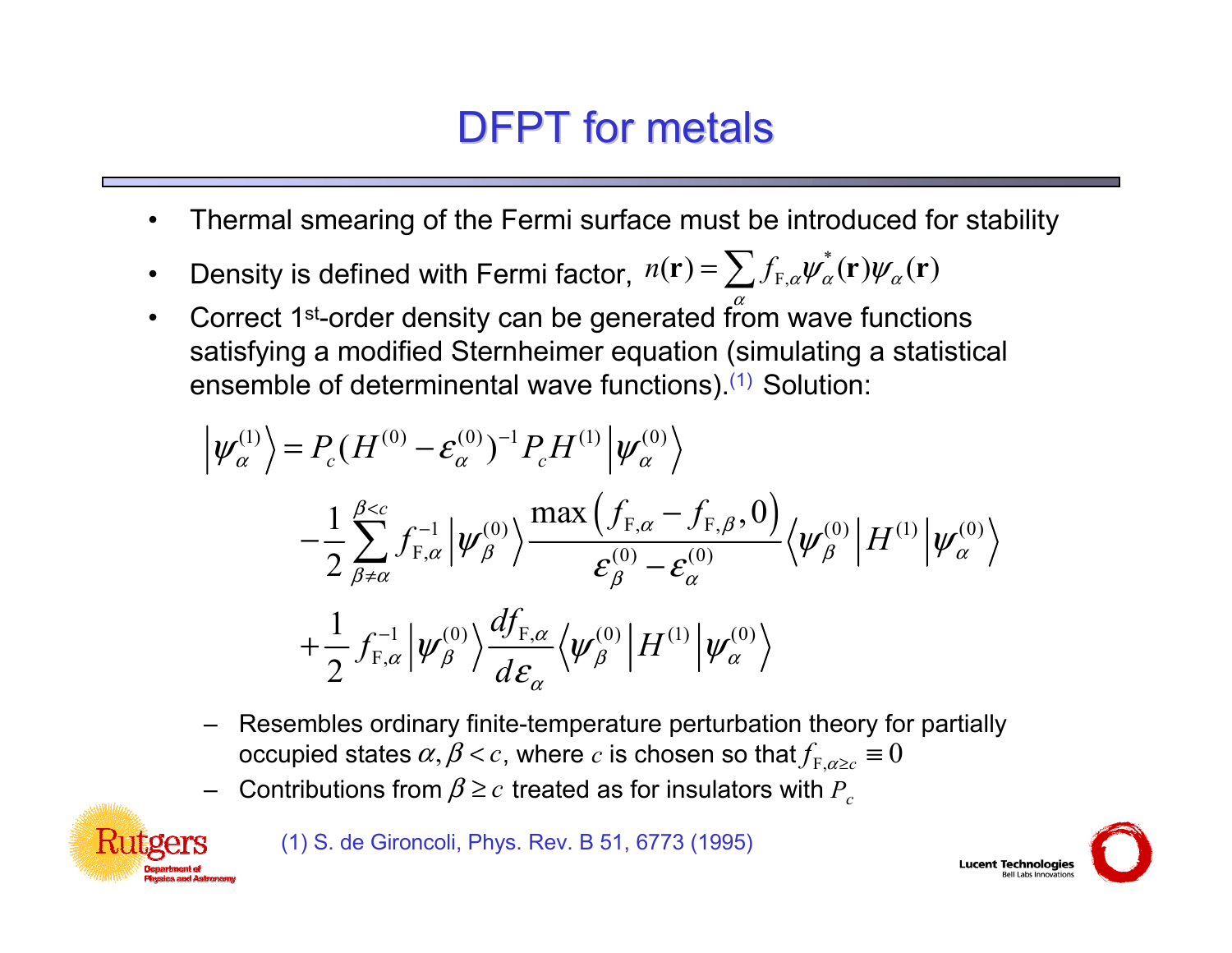# DFPT for metals

- Thermal smearing of the Fermi surface must be introduced for stability
- Density is defined with Fermi factor, $n(\mathbf{r}) = \sum_{\alpha} f_{\mathrm{F},\alpha} \psi_{\alpha}^{*}(\mathbf{r}) \psi_{\alpha}(\mathbf{r})$
- Correct 1st-order density can be generated from wave functions satisfying a modified Sternheimer equation (simulating a statistical ensemble of determinental wave functions).(1) Solution:

$$
\begin{aligned}
\left|\psi_{\alpha}^{(1)}\right\rangle &= P_c (H^{(0)} - \varepsilon_{\alpha}^{(0)})^{-1} P_c H^{(1)} \left|\psi_{\alpha}^{(0)}\right\rangle \\
&\quad - \frac{1}{2} \sum_{\beta \neq \alpha}^{\beta < c} f_{\mathrm{F},\alpha}^{-1} \left|\psi_{\beta}^{(0)}\right\rangle \frac{\max\left(f_{\mathrm{F},\alpha} - f_{\mathrm{F},\beta}, 0\right)}{\varepsilon_{\beta}^{(0)} - \varepsilon_{\alpha}^{(0)}} \left\langle \psi_{\beta}^{(0)} \middle| H^{(1)} \middle| \psi_{\alpha}^{(0)} \right\rangle \\
&\quad + \frac{1}{2} f_{\mathrm{F},\alpha}^{-1} \left|\psi_{\beta}^{(0)}\right\rangle \frac{d f_{\mathrm{F},\alpha}}{d \varepsilon_{\alpha}} \left\langle \psi_{\beta}^{(0)} \middle| H^{(1)} \middle| \psi_{\alpha}^{(0)} \right\rangle
\end{aligned}
$$

  - Resembles ordinary finite-temperature perturbation theory for partially occupied states $\alpha, \beta < c$, where $c$ is chosen so that $f_{\mathrm{F},\alpha \geq c} \equiv 0$
  - Contributions from $\beta \geq c$ treated as for insulators with $P_c$

(1) S. de Gironcoli, Phys. Rev. B 51, 6773 (1995)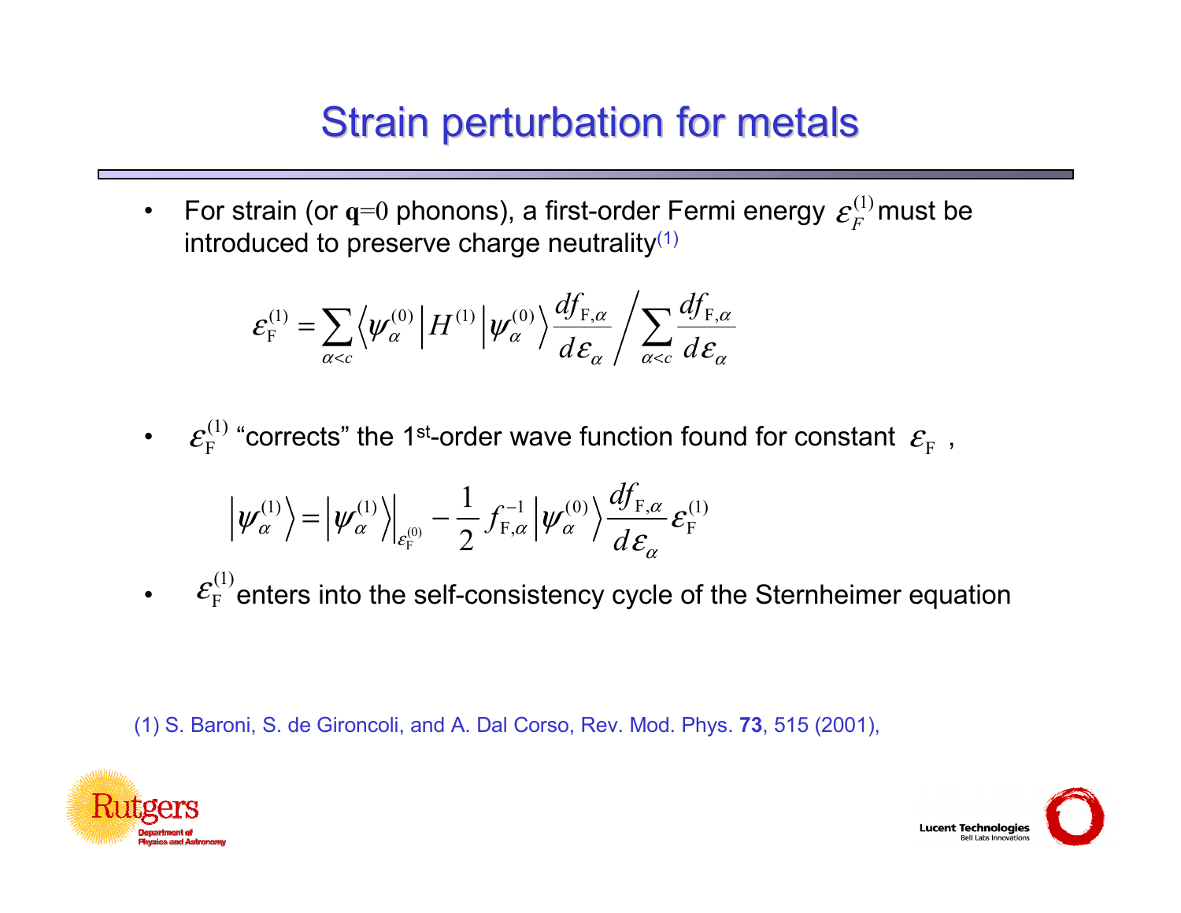# Strain perturbation for metals

- For strain (or $\mathbf{q}=0$ phonons), a first-order Fermi energy $\varepsilon_F^{(1)}$ must be introduced to preserve charge neutrality[1]

$$\varepsilon_{\mathrm{F}}^{(1)} = \sum_{\alpha<c} \left\langle \psi_\alpha^{(0)} \middle| H^{(1)} \middle| \psi_\alpha^{(0)} \right\rangle \frac{df_{\mathrm{F},\alpha}}{d\varepsilon_\alpha} \Bigg/ \sum_{\alpha<c} \frac{df_{\mathrm{F},\alpha}}{d\varepsilon_\alpha}$$

- $\varepsilon_{\mathrm{F}}^{(1)}$ "corrects" the 1st-order wave function found for constant $\varepsilon_{\mathrm{F}}$ ,

$$\left|\psi_\alpha^{(1)}\right\rangle = \left|\psi_\alpha^{(1)}\right\rangle\Big|_{\varepsilon_{\mathrm{F}}^{(0)}} - \frac{1}{2} f_{\mathrm{F},\alpha}^{-1} \left|\psi_\alpha^{(0)}\right\rangle \frac{df_{\mathrm{F},\alpha}}{d\varepsilon_\alpha} \varepsilon_{\mathrm{F}}^{(1)}$$

- $\varepsilon_{\mathrm{F}}^{(1)}$ enters into the self-consistency cycle of the Sternheimer equation

(1) S. Baroni, S. de Gironcoli, and A. Dal Corso, Rev. Mod. Phys. **73**, 515 (2001),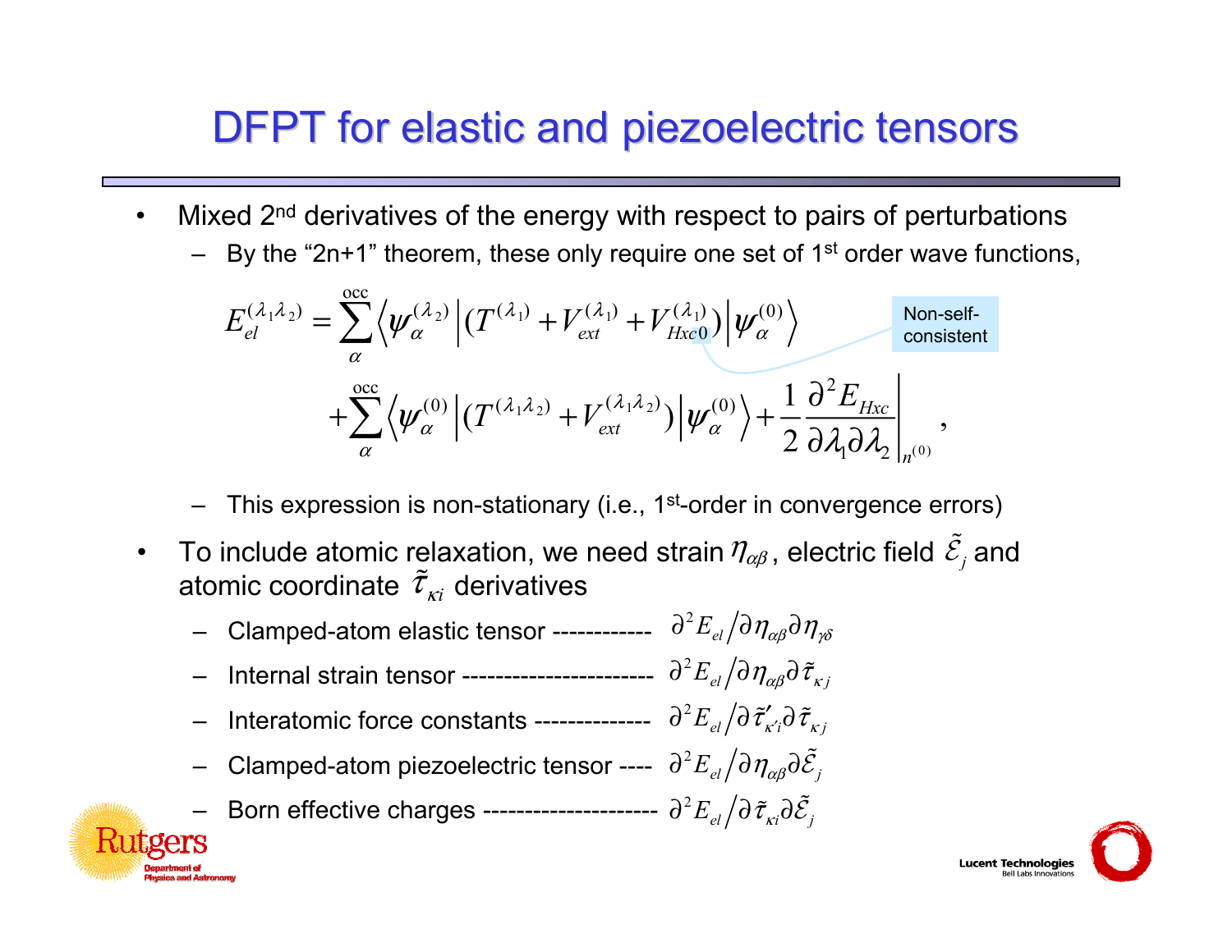# DFPT for elastic and piezoelectric tensors

- Mixed 2nd derivatives of the energy with respect to pairs of perturbations
  - By the "2n+1" theorem, these only require one set of 1st order wave functions,

$$
E_{el}^{(\lambda_1\lambda_2)} = \sum_{\alpha}^{\mathrm{occ}} \left\langle \psi_\alpha^{(\lambda_2)} \middle| (T^{(\lambda_1)} + V_{ext}^{(\lambda_1)} + V_{Hxc0}^{(\lambda_1)}) \middle| \psi_\alpha^{(0)} \right\rangle
+ \sum_{\alpha}^{\mathrm{occ}} \left\langle \psi_\alpha^{(0)} \middle| (T^{(\lambda_1\lambda_2)} + V_{ext}^{(\lambda_1\lambda_2)}) \middle| \psi_\alpha^{(0)} \right\rangle + \frac{1}{2} \left. \frac{\partial^2 E_{Hxc}}{\partial \lambda_1 \partial \lambda_2} \right|_{n^{(0)}},
$$

Non-self-consistent

  - This expression is non-stationary (i.e., 1st-order in convergence errors)

- To include atomic relaxation, we need strain $\eta_{\alpha\beta}$, electric field $\tilde{\mathcal{E}}_j$ and atomic coordinate $\tilde{\tau}_{\kappa i}$ derivatives
  - Clamped-atom elastic tensor ------------ $\partial^2 E_{el} / \partial \eta_{\alpha\beta} \partial \eta_{\gamma\delta}$
  - Internal strain tensor ----------------------- $\partial^2 E_{el} / \partial \eta_{\alpha\beta} \partial \tilde{\tau}_{\kappa j}$
  - Interatomic force constants -------------- $\partial^2 E_{el} / \partial \tilde{\tau}'_{\kappa' i} \partial \tilde{\tau}_{\kappa j}$
  - Clamped-atom piezoelectric tensor ---- $\partial^2 E_{el} / \partial \eta_{\alpha\beta} \partial \tilde{\mathcal{E}}_j$
  - Born effective charges --------------------- $\partial^2 E_{el} / \partial \tilde{\tau}_{\kappa i} \partial \tilde{\mathcal{E}}_j$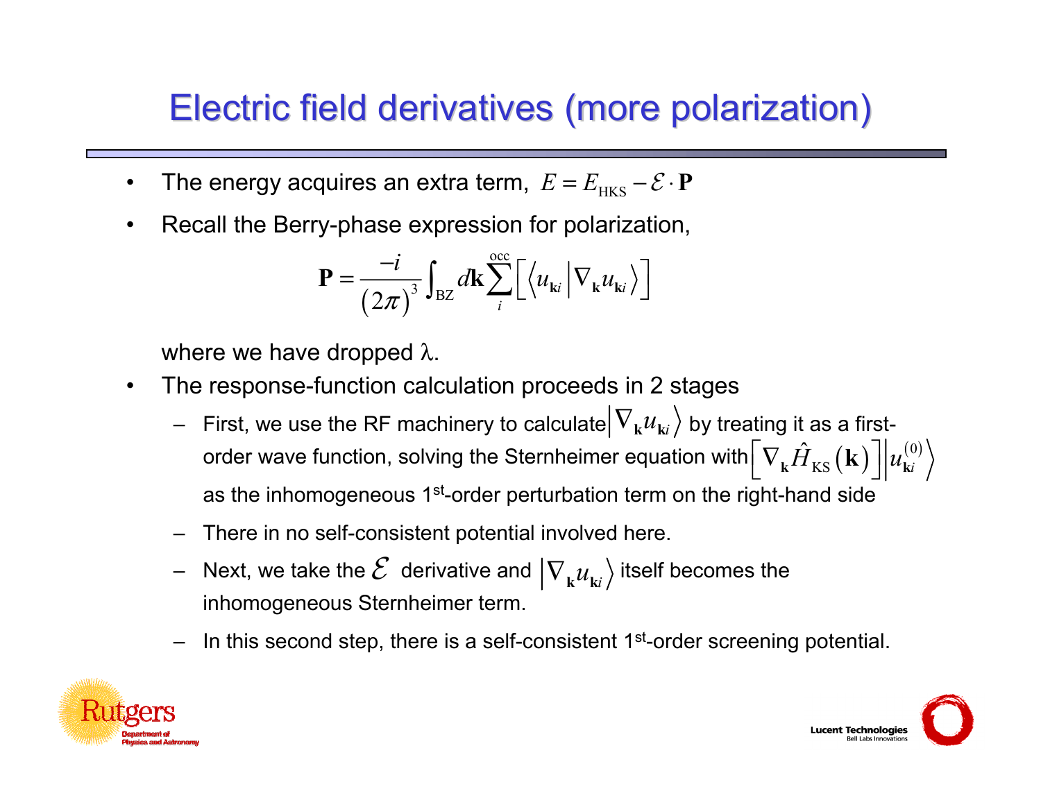# Electric field derivatives (more polarization)

- The energy acquires an extra term, $E = E_{\mathrm{HKS}} - \mathcal{E} \cdot \mathbf{P}$
- Recall the Berry-phase expression for polarization,

$$\mathbf{P} = \frac{-i}{(2\pi)^3} \int_{\mathrm{BZ}} d\mathbf{k} \sum_i^{\mathrm{occ}} \left[ \left\langle u_{\mathbf{k}i} \middle| \nabla_{\mathbf{k}} u_{\mathbf{k}i} \right\rangle \right]$$

  where we have dropped $\lambda$.

- The response-function calculation proceeds in 2 stages
  - First, we use the RF machinery to calculate $\left| \nabla_{\mathbf{k}} u_{\mathbf{k}i} \right\rangle$ by treating it as a first-order wave function, solving the Sternheimer equation with $\left[ \nabla_{\mathbf{k}} \hat{H}_{\mathrm{KS}}(\mathbf{k}) \right] \left| u_{\mathbf{k}i}^{(0)} \right\rangle$ as the inhomogeneous 1st-order perturbation term on the right-hand side
  - There in no self-consistent potential involved here.
  - Next, we take the $\mathcal{E}$ derivative and $\left| \nabla_{\mathbf{k}} u_{\mathbf{k}i} \right\rangle$ itself becomes the inhomogeneous Sternheimer term.
  - In this second step, there is a self-consistent 1st-order screening potential.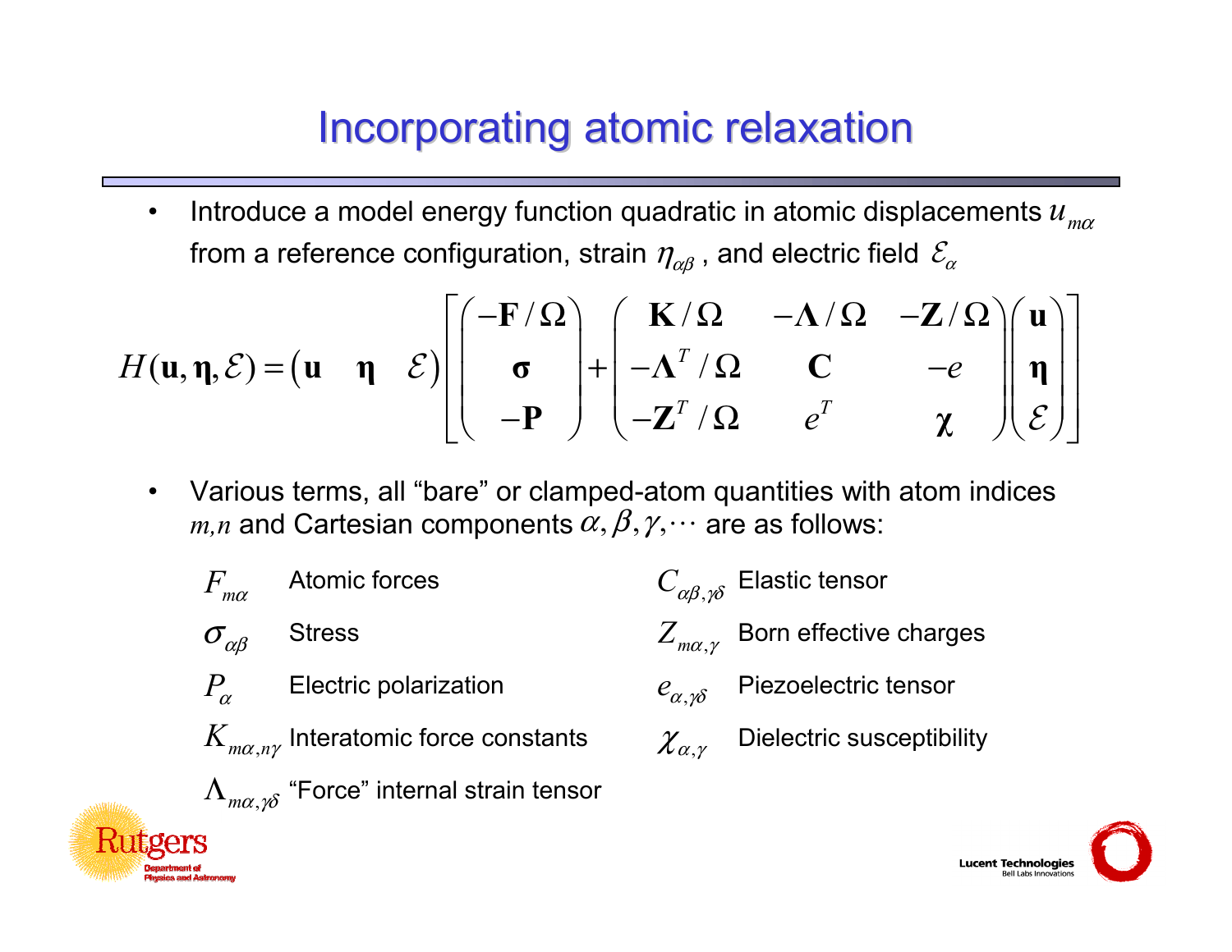# Incorporating atomic relaxation

- Introduce a model energy function quadratic in atomic displacements $u_{m\alpha}$ from a reference configuration, strain $\eta_{\alpha\beta}$, and electric field $\mathcal{E}_\alpha$

$$H(\mathbf{u},\boldsymbol{\eta},\mathcal{E}) = \begin{pmatrix} \mathbf{u} & \boldsymbol{\eta} & \mathcal{E} \end{pmatrix} \left[ \begin{pmatrix} -\mathbf{F}/\Omega \\ \boldsymbol{\sigma} \\ -\mathbf{P} \end{pmatrix} + \begin{pmatrix} \mathbf{K}/\Omega & -\boldsymbol{\Lambda}/\Omega & -\mathbf{Z}/\Omega \\ -\boldsymbol{\Lambda}^T/\Omega & \mathbf{C} & -e \\ -\mathbf{Z}^T/\Omega & e^T & \boldsymbol{\chi} \end{pmatrix} \begin{pmatrix} \mathbf{u} \\ \boldsymbol{\eta} \\ \mathcal{E} \end{pmatrix} \right]$$

- Various terms, all "bare" or clamped-atom quantities with atom indices $m,n$ and Cartesian components $\alpha,\beta,\gamma,\cdots$ are as follows:

| | | | |
|---|---|---|---|
| $F_{m\alpha}$ | Atomic forces | $C_{\alpha\beta,\gamma\delta}$ | Elastic tensor |
| $\sigma_{\alpha\beta}$ | Stress | $Z_{m\alpha,\gamma}$ | Born effective charges |
| $P_\alpha$ | Electric polarization | $e_{\alpha,\gamma\delta}$ | Piezoelectric tensor |
| $K_{m\alpha,n\gamma}$ | Interatomic force constants | $\chi_{\alpha,\gamma}$ | Dielectric susceptibility |
| $\Lambda_{m\alpha,\gamma\delta}$ | "Force" internal strain tensor | | |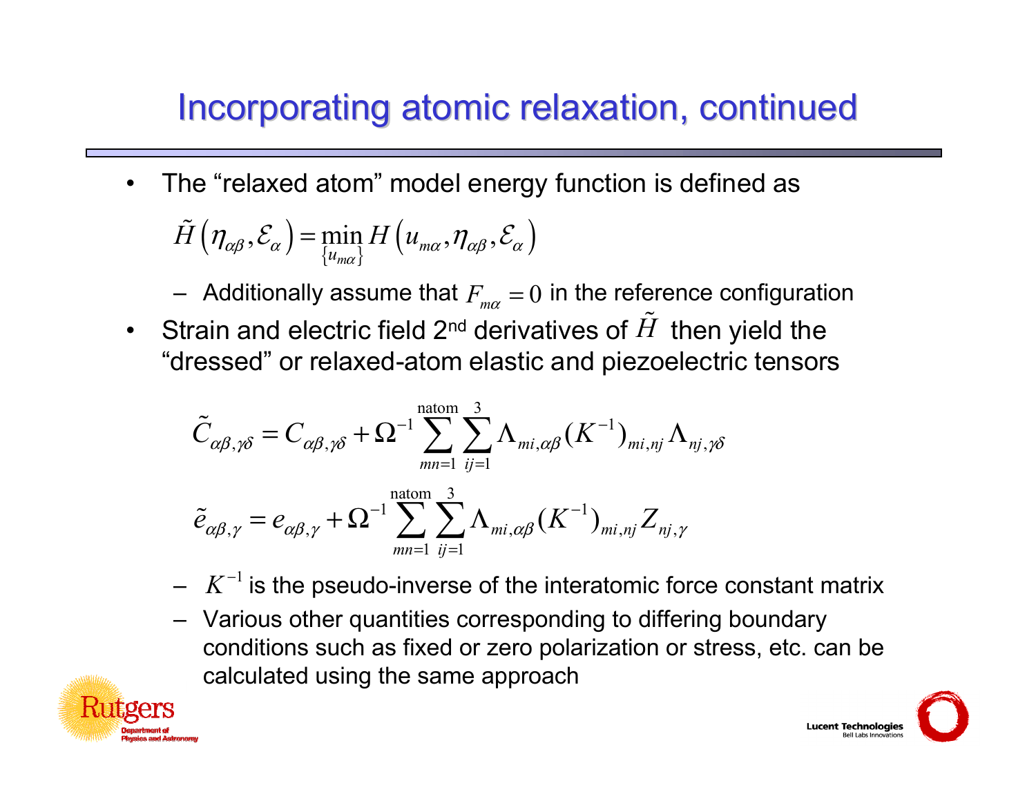# Incorporating atomic relaxation, continued

- The "relaxed atom" model energy function is defined as

$$\tilde{H}\left(\eta_{\alpha\beta},\mathcal{E}_{\alpha}\right)=\min_{\{u_{m\alpha}\}} H\left(u_{m\alpha},\eta_{\alpha\beta},\mathcal{E}_{\alpha}\right)$$

  - Additionally assume that $F_{m\alpha}=0$ in the reference configuration

- Strain and electric field 2nd derivatives of $\tilde{H}$ then yield the "dressed" or relaxed-atom elastic and piezoelectric tensors

$$\tilde{C}_{\alpha\beta,\gamma\delta}=C_{\alpha\beta,\gamma\delta}+\Omega^{-1}\sum_{mn=1}^{\text{natom}}\sum_{ij=1}^{3}\Lambda_{mi,\alpha\beta}(K^{-1})_{mi,nj}\Lambda_{nj,\gamma\delta}$$

$$\tilde{e}_{\alpha\beta,\gamma}=e_{\alpha\beta,\gamma}+\Omega^{-1}\sum_{mn=1}^{\text{natom}}\sum_{ij=1}^{3}\Lambda_{mi,\alpha\beta}(K^{-1})_{mi,nj}Z_{nj,\gamma}$$

  - $K^{-1}$ is the pseudo-inverse of the interatomic force constant matrix
  - Various other quantities corresponding to differing boundary conditions such as fixed or zero polarization or stress, etc. can be calculated using the same approach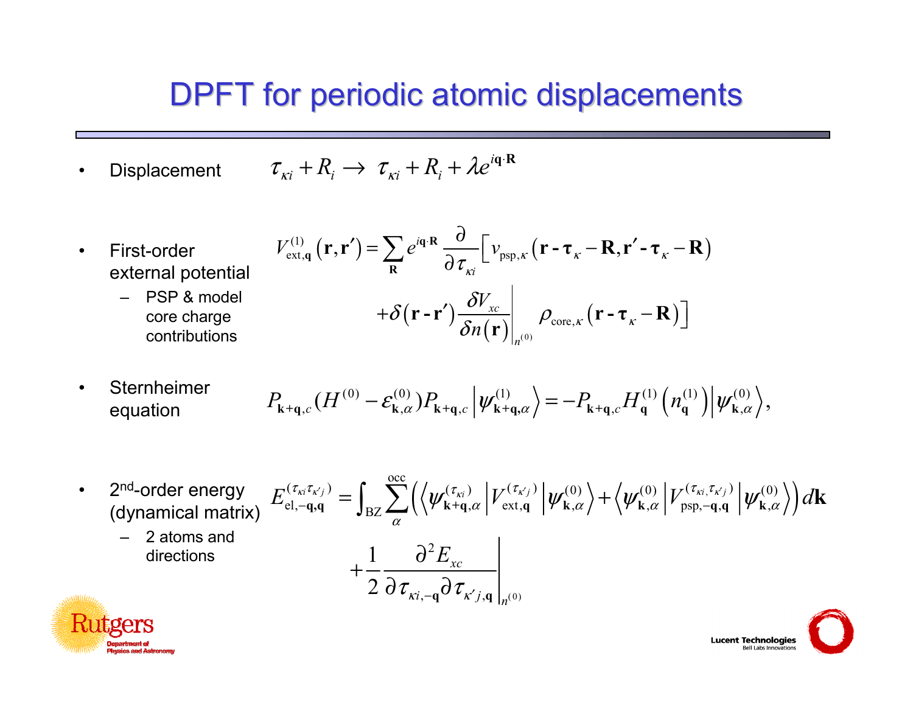# DPFT for periodic atomic displacements

- Displacement $\tau_{\kappa i} + R_i \rightarrow \tau_{\kappa i} + R_i + \lambda e^{i\mathbf{q}\cdot\mathbf{R}}$

- First-order external potential
  - PSP & model core charge contributions

$$V^{(1)}_{\text{ext},\mathbf{q}}(\mathbf{r},\mathbf{r}') = \sum_{\mathbf{R}} e^{i\mathbf{q}\cdot\mathbf{R}} \frac{\partial}{\partial \tau_{\kappa i}} \Big[ v_{\text{psp},\kappa}(\mathbf{r} - \boldsymbol{\tau}_{\kappa} - \mathbf{R}, \mathbf{r}' - \boldsymbol{\tau}_{\kappa} - \mathbf{R}) + \delta(\mathbf{r} - \mathbf{r}') \left.\frac{\delta V_{xc}}{\delta n(\mathbf{r})}\right|_{n^{(0)}} \rho_{\text{core},\kappa}(\mathbf{r} - \boldsymbol{\tau}_{\kappa} - \mathbf{R}) \Big]$$

- Sternheimer equation

$$P_{\mathbf{k}+\mathbf{q},c}(H^{(0)} - \varepsilon^{(0)}_{\mathbf{k},\alpha}) P_{\mathbf{k}+\mathbf{q},c} \left| \psi^{(1)}_{\mathbf{k}+\mathbf{q},\alpha} \right\rangle = -P_{\mathbf{k}+\mathbf{q},c} H^{(1)}_{\mathbf{q}}\left(n^{(1)}_{\mathbf{q}}\right) \left| \psi^{(0)}_{\mathbf{k},\alpha} \right\rangle,$$

- 2nd-order energy (dynamical matrix)
  - 2 atoms and directions

$$E^{(\tau_{\kappa i}\tau_{\kappa' j})}_{\text{el},-\mathbf{q},\mathbf{q}} = \int_{\text{BZ}} \sum_{\alpha}^{\text{occ}} \left( \left\langle \psi^{(\tau_{\kappa i})}_{\mathbf{k}+\mathbf{q},\alpha} \middle| V^{(\tau_{\kappa' j})}_{\text{ext},\mathbf{q}} \middle| \psi^{(0)}_{\mathbf{k},\alpha} \right\rangle + \left\langle \psi^{(0)}_{\mathbf{k},\alpha} \middle| V^{(\tau_{\kappa i},\tau_{\kappa' j})}_{\text{psp},-\mathbf{q},\mathbf{q}} \middle| \psi^{(0)}_{\mathbf{k},\alpha} \right\rangle \right) d\mathbf{k} + \frac{1}{2} \left. \frac{\partial^2 E_{xc}}{\partial \tau_{\kappa i,-\mathbf{q}} \partial \tau_{\kappa' j,\mathbf{q}}} \right|_{n^{(0)}}$$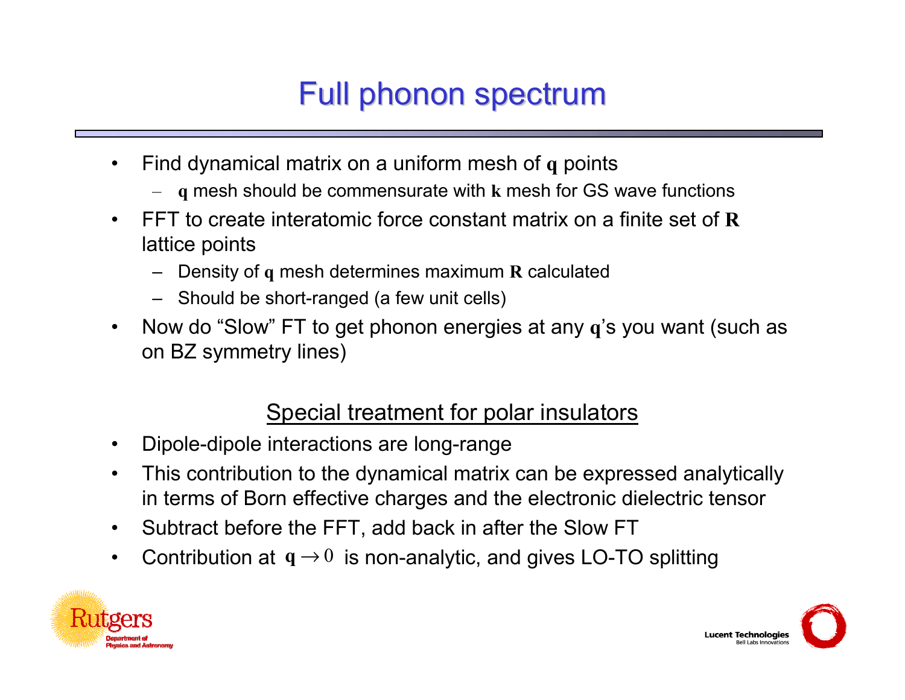# Full phonon spectrum

- Find dynamical matrix on a uniform mesh of $\mathbf{q}$ points
  - $\mathbf{q}$ mesh should be commensurate with $\mathbf{k}$ mesh for GS wave functions
- FFT to create interatomic force constant matrix on a finite set of $\mathbf{R}$ lattice points
  - Density of $\mathbf{q}$ mesh determines maximum $\mathbf{R}$ calculated
  - Should be short-ranged (a few unit cells)
- Now do "Slow" FT to get phonon energies at any $\mathbf{q}$'s you want (such as on BZ symmetry lines)

## Special treatment for polar insulators

- Dipole-dipole interactions are long-range
- This contribution to the dynamical matrix can be expressed analytically in terms of Born effective charges and the electronic dielectric tensor
- Subtract before the FFT, add back in after the Slow FT
- Contribution at $\mathbf{q} \rightarrow 0$ is non-analytic, and gives LO-TO splitting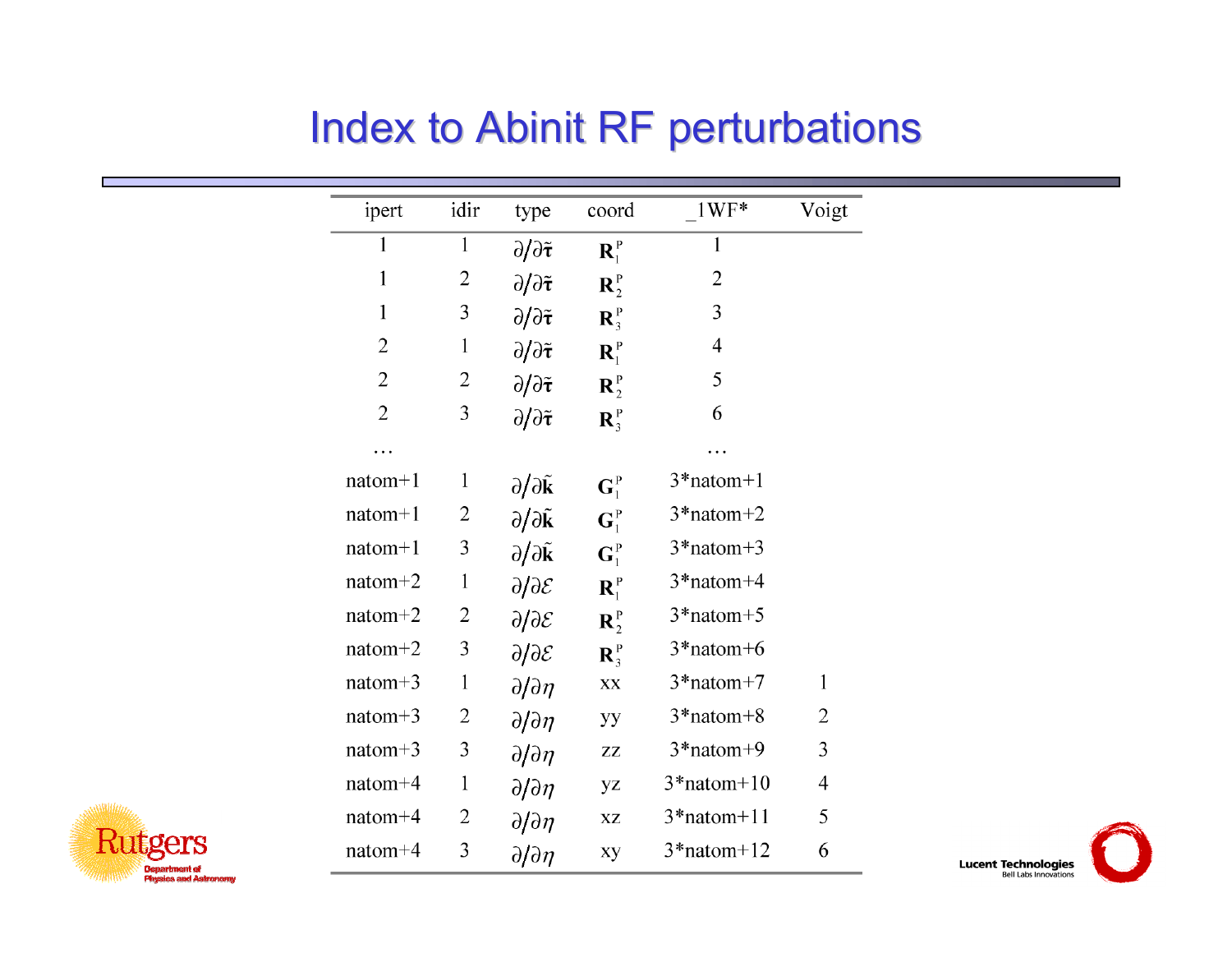# Index to Abinit RF perturbations

| ipert | idir | type | coord | _1WF* | Voigt |
|---|---|---|---|---|---|
| 1 | 1 | $\partial/\partial\tilde{\boldsymbol{\tau}}$ | $\mathbf{R}_1^p$ | 1 | |
| 1 | 2 | $\partial/\partial\tilde{\boldsymbol{\tau}}$ | $\mathbf{R}_2^p$ | 2 | |
| 1 | 3 | $\partial/\partial\tilde{\boldsymbol{\tau}}$ | $\mathbf{R}_3^p$ | 3 | |
| 2 | 1 | $\partial/\partial\tilde{\boldsymbol{\tau}}$ | $\mathbf{R}_1^p$ | 4 | |
| 2 | 2 | $\partial/\partial\tilde{\boldsymbol{\tau}}$ | $\mathbf{R}_2^p$ | 5 | |
| 2 | 3 | $\partial/\partial\tilde{\boldsymbol{\tau}}$ | $\mathbf{R}_3^p$ | 6 | |
| … | | | | … | |
| natom+1 | 1 | $\partial/\partial\tilde{\mathbf{k}}$ | $\mathbf{G}_1^p$ | 3*natom+1 | |
| natom+1 | 2 | $\partial/\partial\tilde{\mathbf{k}}$ | $\mathbf{G}_1^p$ | 3*natom+2 | |
| natom+1 | 3 | $\partial/\partial\tilde{\mathbf{k}}$ | $\mathbf{G}_1^p$ | 3*natom+3 | |
| natom+2 | 1 | $\partial/\partial\mathcal{E}$ | $\mathbf{R}_1^p$ | 3*natom+4 | |
| natom+2 | 2 | $\partial/\partial\mathcal{E}$ | $\mathbf{R}_2^p$ | 3*natom+5 | |
| natom+2 | 3 | $\partial/\partial\mathcal{E}$ | $\mathbf{R}_3^p$ | 3*natom+6 | |
| natom+3 | 1 | $\partial/\partial\eta$ | xx | 3*natom+7 | 1 |
| natom+3 | 2 | $\partial/\partial\eta$ | yy | 3*natom+8 | 2 |
| natom+3 | 3 | $\partial/\partial\eta$ | zz | 3*natom+9 | 3 |
| natom+4 | 1 | $\partial/\partial\eta$ | yz | 3*natom+10 | 4 |
| natom+4 | 2 | $\partial/\partial\eta$ | xz | 3*natom+11 | 5 |
| natom+4 | 3 | $\partial/\partial\eta$ | xy | 3*natom+12 | 6 |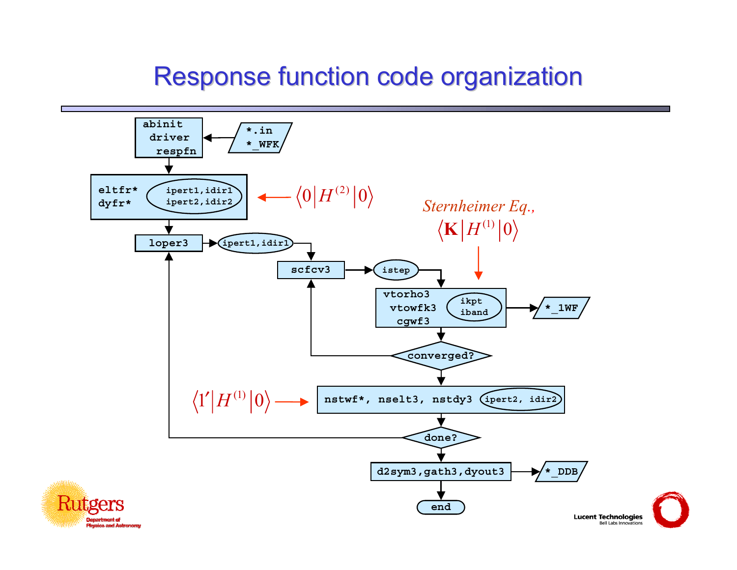# Response function code organization

abinit
driver
respfn

*.in
*_WFK

eltfr*
dyfr*

ipert1,idir1
ipert2,idir2

$\langle 0 | H^{(2)} | 0 \rangle$

loper3

ipert1,idir1

scfcv3

istep

*Sternheimer Eq.,*

$\langle \mathbf{K} | H^{(1)} | 0 \rangle$

vtorho3
vtowfk3
cgwf3

ikpt
iband

*_1WF

converged?

$\langle 1' | H^{(1)} | 0 \rangle$

nstwf*, nselt3, nstdy3

ipert2, idir2

done?

d2sym3,gath3,dyout3

*_DDB

end

Rutgers
Department of Physics and Astronomy

Lucent Technologies
Bell Labs Innovations